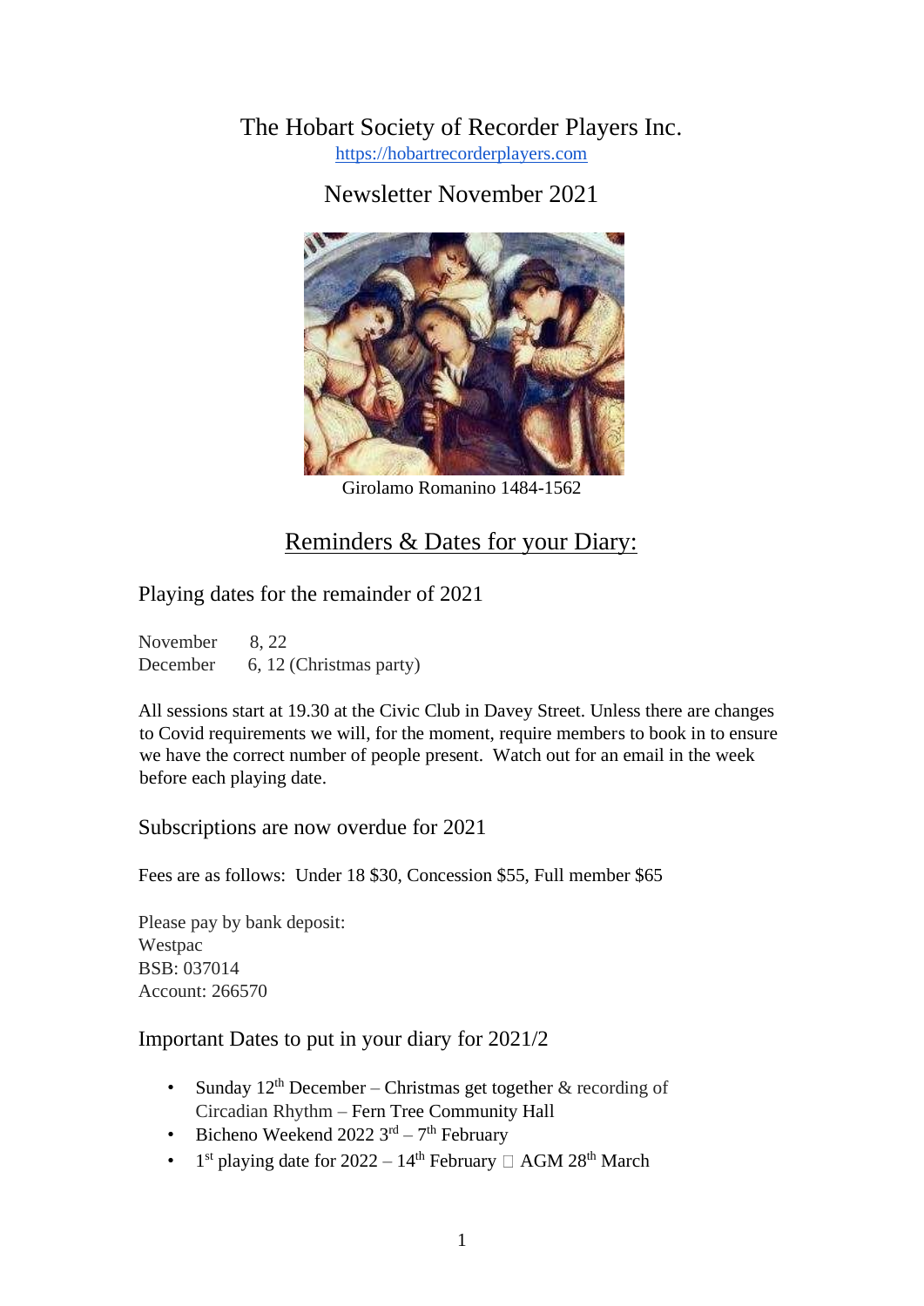# The Hobart Society of Recorder Players Inc.

https://hobartrecorderplayers.com

## Newsletter November 2021

Girolamo Romanino 1484-1562

## Reminders & Dates for your Diary:

### Playing dates for the remainder of 2021

November 8, 22
December 6, 12 (Christmas party)

All sessions start at 19.30 at the Civic Club in Davey Street. Unless there are changes to Covid requirements we will, for the moment, require members to book in to ensure we have the correct number of people present. Watch out for an email in the week before each playing date.

### Subscriptions are now overdue for 2021

Fees are as follows: Under 18 $30, Concession $55, Full member $65

Please pay by bank deposit:
Westpac
BSB: 037014
Account: 266570

### Important Dates to put in your diary for 2021/2

- Sunday 12th December – Christmas get together & recording of Circadian Rhythm – Fern Tree Community Hall
- Bicheno Weekend 2022 3rd – 7th February
- 1st playing date for 2022 – 14th February  AGM 28th March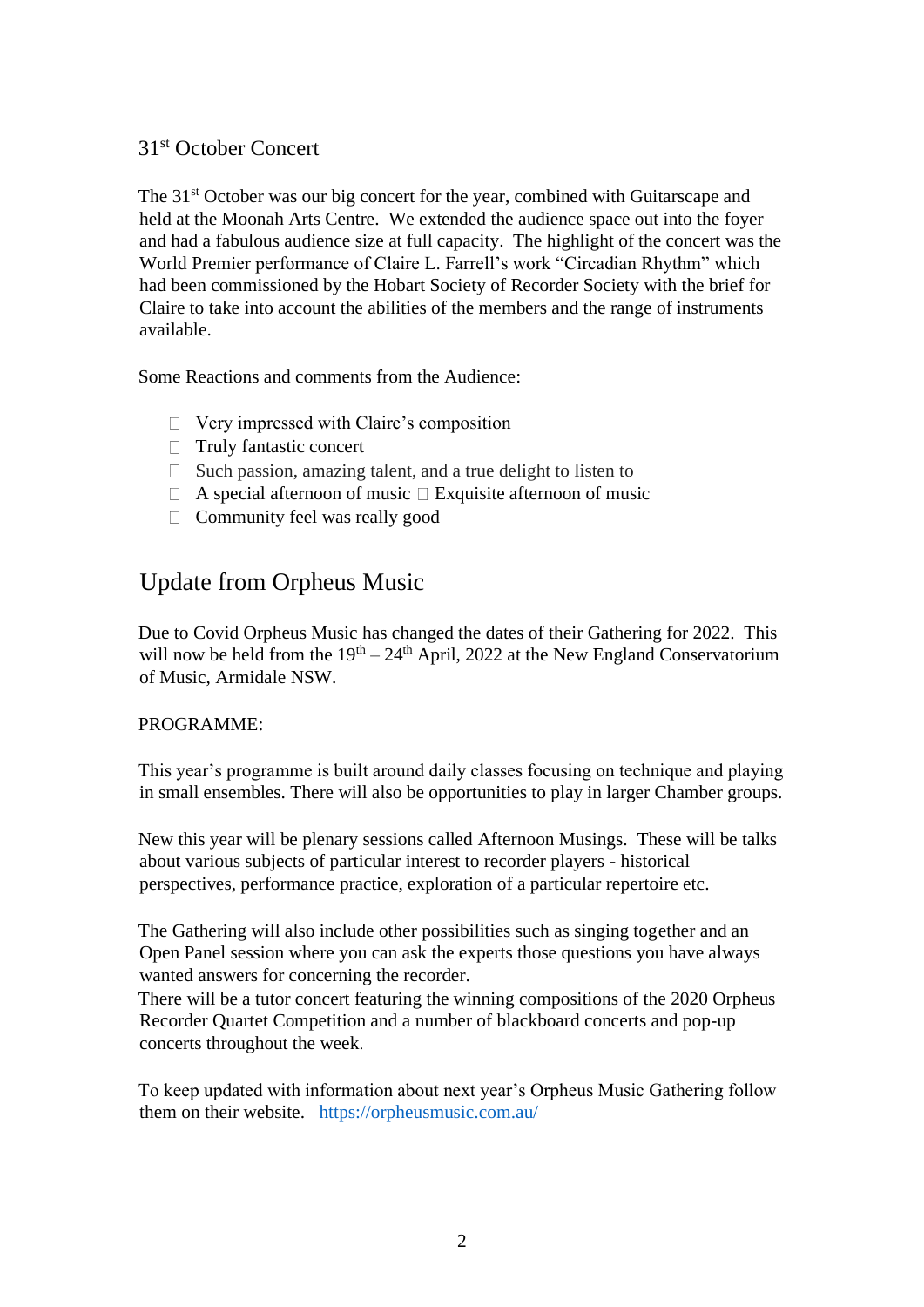## 31st October Concert

The 31st October was our big concert for the year, combined with Guitarscape and held at the Moonah Arts Centre. We extended the audience space out into the foyer and had a fabulous audience size at full capacity. The highlight of the concert was the World Premier performance of Claire L. Farrell's work "Circadian Rhythm" which had been commissioned by the Hobart Society of Recorder Society with the brief for Claire to take into account the abilities of the members and the range of instruments available.

Some Reactions and comments from the Audience:

- Very impressed with Claire's composition
- Truly fantastic concert
- Such passion, amazing talent, and a true delight to listen to
- A special afternoon of music
- Exquisite afternoon of music
- Community feel was really good

## Update from Orpheus Music

Due to Covid Orpheus Music has changed the dates of their Gathering for 2022. This will now be held from the 19th – 24th April, 2022 at the New England Conservatorium of Music, Armidale NSW.

PROGRAMME:

This year's programme is built around daily classes focusing on technique and playing in small ensembles. There will also be opportunities to play in larger Chamber groups.

New this year will be plenary sessions called Afternoon Musings. These will be talks about various subjects of particular interest to recorder players - historical perspectives, performance practice, exploration of a particular repertoire etc.

The Gathering will also include other possibilities such as singing together and an Open Panel session where you can ask the experts those questions you have always wanted answers for concerning the recorder.
There will be a tutor concert featuring the winning compositions of the 2020 Orpheus Recorder Quartet Competition and a number of blackboard concerts and pop-up concerts throughout the week.

To keep updated with information about next year's Orpheus Music Gathering follow them on their website. https://orpheusmusic.com.au/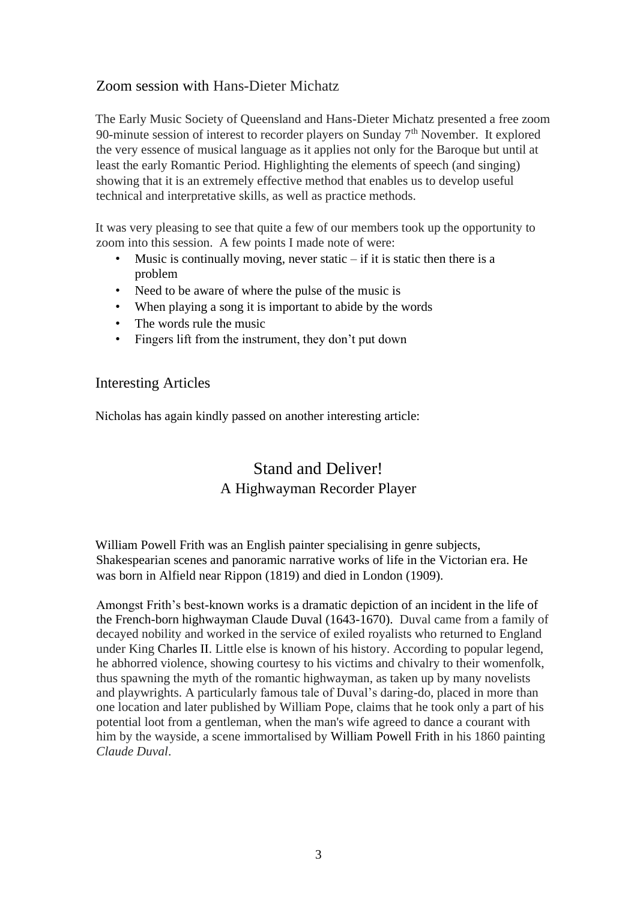## Zoom session with Hans-Dieter Michatz

The Early Music Society of Queensland and Hans-Dieter Michatz presented a free zoom 90-minute session of interest to recorder players on Sunday 7th November. It explored the very essence of musical language as it applies not only for the Baroque but until at least the early Romantic Period. Highlighting the elements of speech (and singing) showing that it is an extremely effective method that enables us to develop useful technical and interpretative skills, as well as practice methods.

It was very pleasing to see that quite a few of our members took up the opportunity to zoom into this session. A few points I made note of were:

- Music is continually moving, never static – if it is static then there is a problem
- Need to be aware of where the pulse of the music is
- When playing a song it is important to abide by the words
- The words rule the music
- Fingers lift from the instrument, they don't put down

## Interesting Articles

Nicholas has again kindly passed on another interesting article:

# Stand and Deliver!

### A Highwayman Recorder Player

William Powell Frith was an English painter specialising in genre subjects, Shakespearian scenes and panoramic narrative works of life in the Victorian era. He was born in Alfield near Rippon (1819) and died in London (1909).

Amongst Frith's best-known works is a dramatic depiction of an incident in the life of the French-born highwayman Claude Duval (1643-1670). Duval came from a family of decayed nobility and worked in the service of exiled royalists who returned to England under King Charles II. Little else is known of his history. According to popular legend, he abhorred violence, showing courtesy to his victims and chivalry to their womenfolk, thus spawning the myth of the romantic highwayman, as taken up by many novelists and playwrights. A particularly famous tale of Duval's daring-do, placed in more than one location and later published by William Pope, claims that he took only a part of his potential loot from a gentleman, when the man's wife agreed to dance a courant with him by the wayside, a scene immortalised by William Powell Frith in his 1860 painting *Claude Duval*.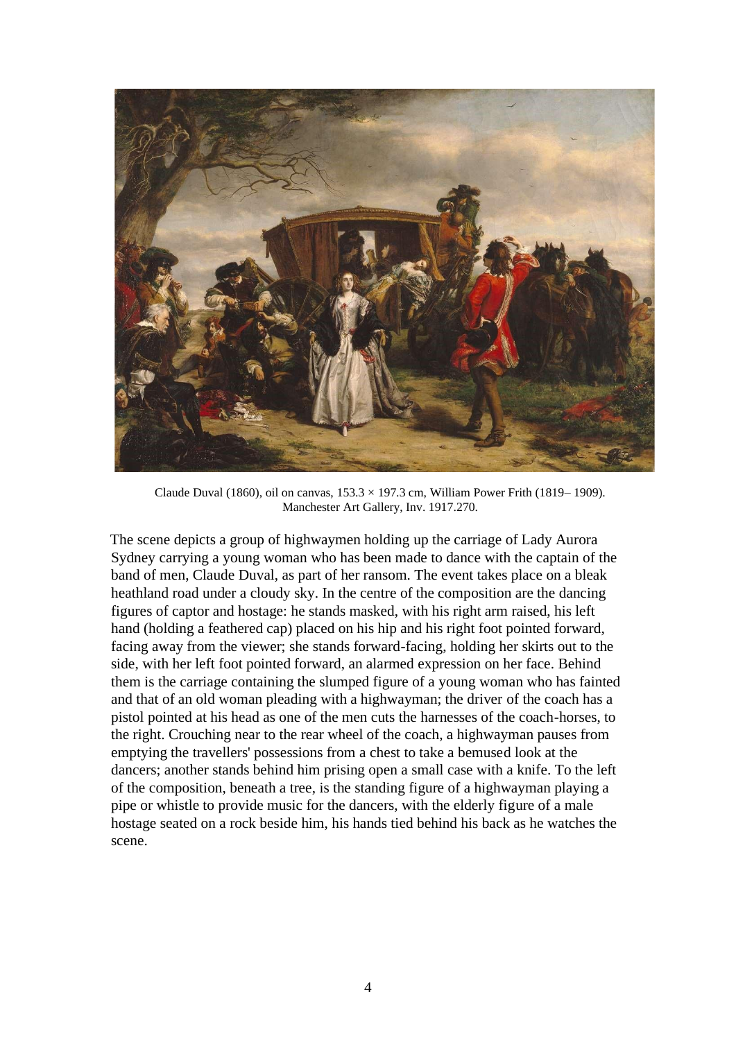Claude Duval (1860), oil on canvas, 153.3 × 197.3 cm, William Power Frith (1819– 1909). Manchester Art Gallery, Inv. 1917.270.

The scene depicts a group of highwaymen holding up the carriage of Lady Aurora Sydney carrying a young woman who has been made to dance with the captain of the band of men, Claude Duval, as part of her ransom. The event takes place on a bleak heathland road under a cloudy sky. In the centre of the composition are the dancing figures of captor and hostage: he stands masked, with his right arm raised, his left hand (holding a feathered cap) placed on his hip and his right foot pointed forward, facing away from the viewer; she stands forward-facing, holding her skirts out to the side, with her left foot pointed forward, an alarmed expression on her face. Behind them is the carriage containing the slumped figure of a young woman who has fainted and that of an old woman pleading with a highwayman; the driver of the coach has a pistol pointed at his head as one of the men cuts the harnesses of the coach-horses, to the right. Crouching near to the rear wheel of the coach, a highwayman pauses from emptying the travellers' possessions from a chest to take a bemused look at the dancers; another stands behind him prising open a small case with a knife. To the left of the composition, beneath a tree, is the standing figure of a highwayman playing a pipe or whistle to provide music for the dancers, with the elderly figure of a male hostage seated on a rock beside him, his hands tied behind his back as he watches the scene.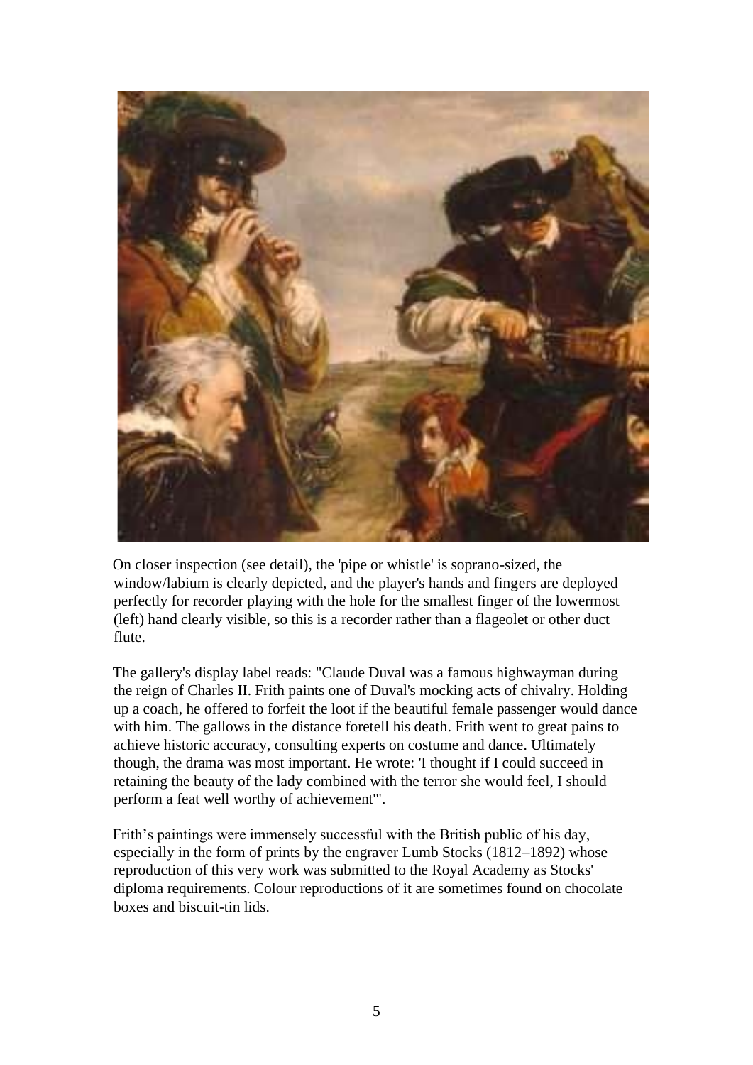On closer inspection (see detail), the 'pipe or whistle' is soprano-sized, the window/labium is clearly depicted, and the player's hands and fingers are deployed perfectly for recorder playing with the hole for the smallest finger of the lowermost (left) hand clearly visible, so this is a recorder rather than a flageolet or other duct flute.

The gallery's display label reads: "Claude Duval was a famous highwayman during the reign of Charles II. Frith paints one of Duval's mocking acts of chivalry. Holding up a coach, he offered to forfeit the loot if the beautiful female passenger would dance with him. The gallows in the distance foretell his death. Frith went to great pains to achieve historic accuracy, consulting experts on costume and dance. Ultimately though, the drama was most important. He wrote: 'I thought if I could succeed in retaining the beauty of the lady combined with the terror she would feel, I should perform a feat well worthy of achievement'".

Frith's paintings were immensely successful with the British public of his day, especially in the form of prints by the engraver Lumb Stocks (1812–1892) whose reproduction of this very work was submitted to the Royal Academy as Stocks' diploma requirements. Colour reproductions of it are sometimes found on chocolate boxes and biscuit-tin lids.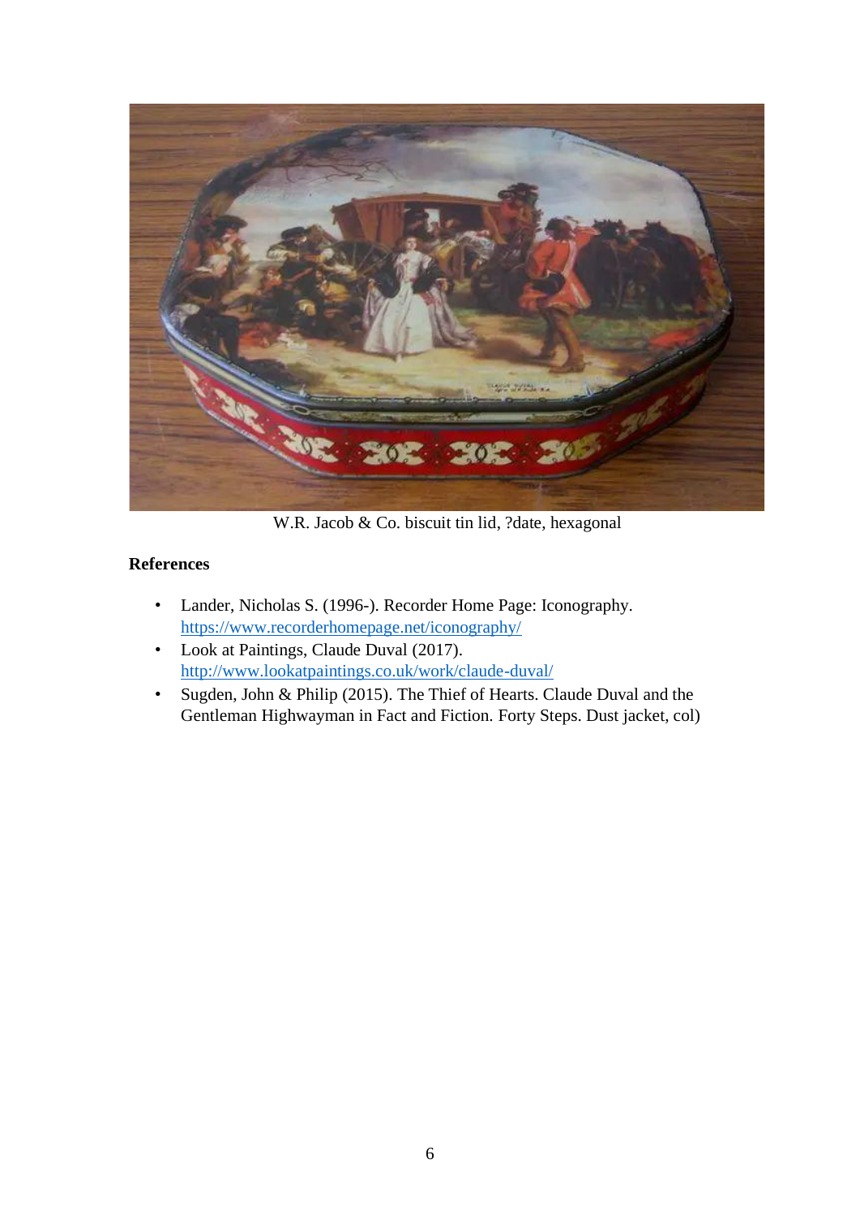W.R. Jacob & Co. biscuit tin lid, ?date, hexagonal

**References**

- Lander, Nicholas S. (1996-). Recorder Home Page: Iconography. https://www.recorderhomepage.net/iconography/
- Look at Paintings, Claude Duval (2017). http://www.lookatpaintings.co.uk/work/claude-duval/
- Sugden, John & Philip (2015). The Thief of Hearts. Claude Duval and the Gentleman Highwayman in Fact and Fiction. Forty Steps. Dust jacket, col)